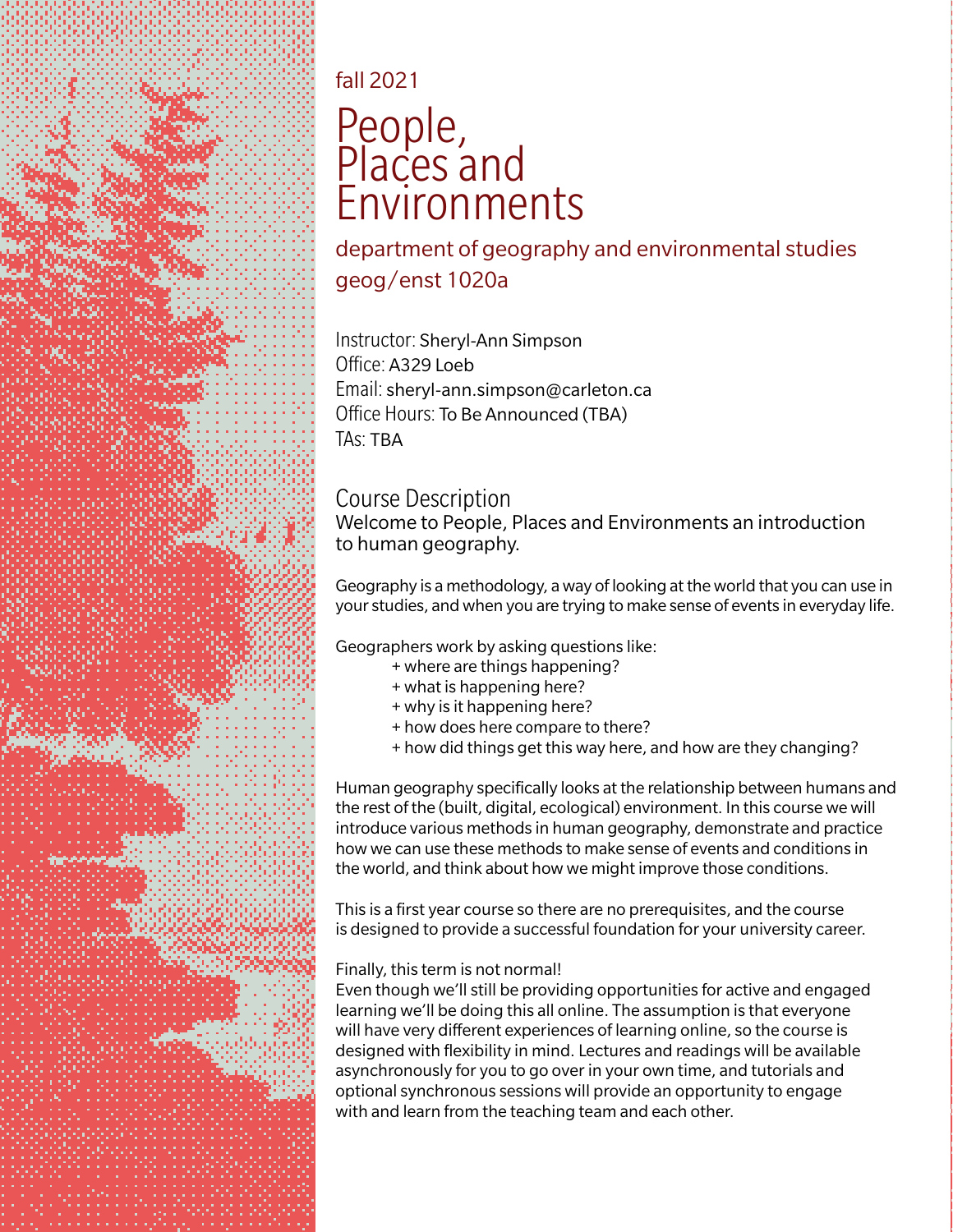fall 2021

# People, Places and Environments

## department of geography and environmental studies
## geog/enst 1020a

Instructor: Sheryl-Ann Simpson
Office: A329 Loeb
Email: sheryl-ann.simpson@carleton.ca
Office Hours: To Be Announced (TBA)
TAs: TBA

## Course Description

Welcome to People, Places and Environments an introduction to human geography.

Geography is a methodology, a way of looking at the world that you can use in your studies, and when you are trying to make sense of events in everyday life.

Geographers work by asking questions like:

+ where are things happening?
+ what is happening here?
+ why is it happening here?
+ how does here compare to there?
+ how did things get this way here, and how are they changing?

Human geography specifically looks at the relationship between humans and the rest of the (built, digital, ecological) environment. In this course we will introduce various methods in human geography, demonstrate and practice how we can use these methods to make sense of events and conditions in the world, and think about how we might improve those conditions.

This is a first year course so there are no prerequisites, and the course is designed to provide a successful foundation for your university career.

Finally, this term is not normal!
Even though we'll still be providing opportunities for active and engaged learning we'll be doing this all online. The assumption is that everyone will have very different experiences of learning online, so the course is designed with flexibility in mind. Lectures and readings will be available asynchronously for you to go over in your own time, and tutorials and optional synchronous sessions will provide an opportunity to engage with and learn from the teaching team and each other.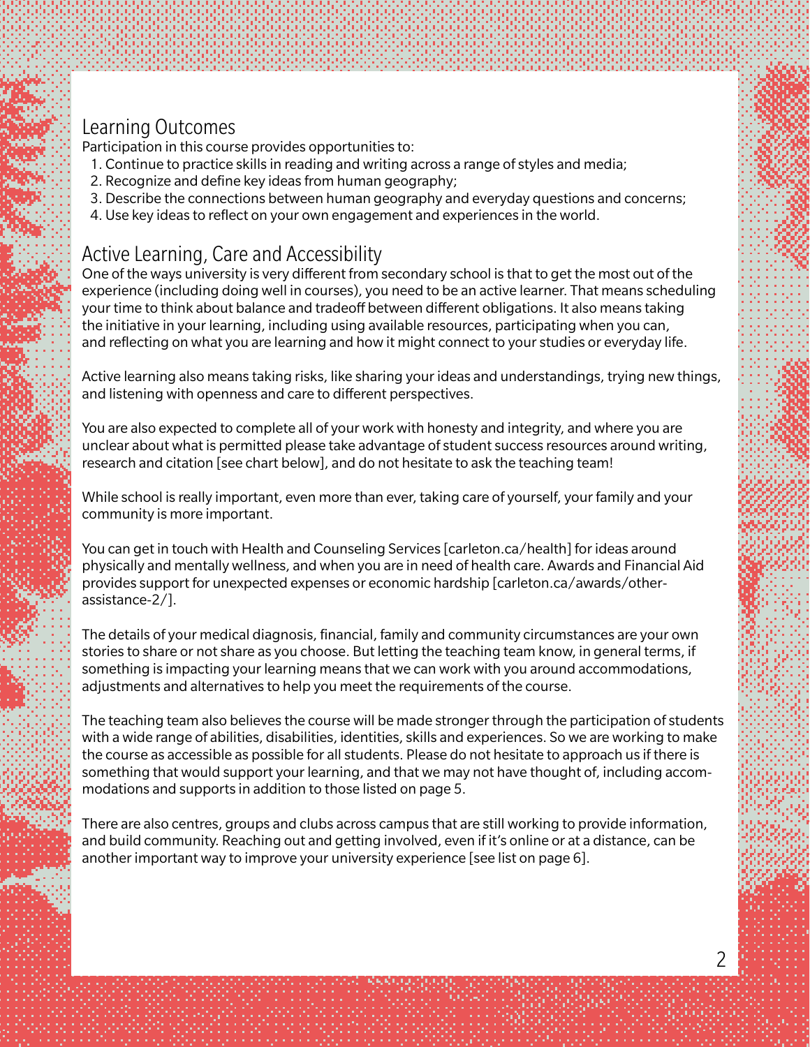## Learning Outcomes

Participation in this course provides opportunities to:

1. Continue to practice skills in reading and writing across a range of styles and media;
2. Recognize and define key ideas from human geography;
3. Describe the connections between human geography and everyday questions and concerns;
4. Use key ideas to reflect on your own engagement and experiences in the world.

## Active Learning, Care and Accessibility

One of the ways university is very different from secondary school is that to get the most out of the experience (including doing well in courses), you need to be an active learner. That means scheduling your time to think about balance and tradeoff between different obligations. It also means taking the initiative in your learning, including using available resources, participating when you can, and reflecting on what you are learning and how it might connect to your studies or everyday life.

Active learning also means taking risks, like sharing your ideas and understandings, trying new things, and listening with openness and care to different perspectives.

You are also expected to complete all of your work with honesty and integrity, and where you are unclear about what is permitted please take advantage of student success resources around writing, research and citation [see chart below], and do not hesitate to ask the teaching team!

While school is really important, even more than ever, taking care of yourself, your family and your community is more important.

You can get in touch with Health and Counseling Services [carleton.ca/health] for ideas around physically and mentally wellness, and when you are in need of health care. Awards and Financial Aid provides support for unexpected expenses or economic hardship [carleton.ca/awards/other-assistance-2/].

The details of your medical diagnosis, financial, family and community circumstances are your own stories to share or not share as you choose. But letting the teaching team know, in general terms, if something is impacting your learning means that we can work with you around accommodations, adjustments and alternatives to help you meet the requirements of the course.

The teaching team also believes the course will be made stronger through the participation of students with a wide range of abilities, disabilities, identities, skills and experiences. So we are working to make the course as accessible as possible for all students. Please do not hesitate to approach us if there is something that would support your learning, and that we may not have thought of, including accommodations and supports in addition to those listed on page 5.

There are also centres, groups and clubs across campus that are still working to provide information, and build community. Reaching out and getting involved, even if it's online or at a distance, can be another important way to improve your university experience [see list on page 6].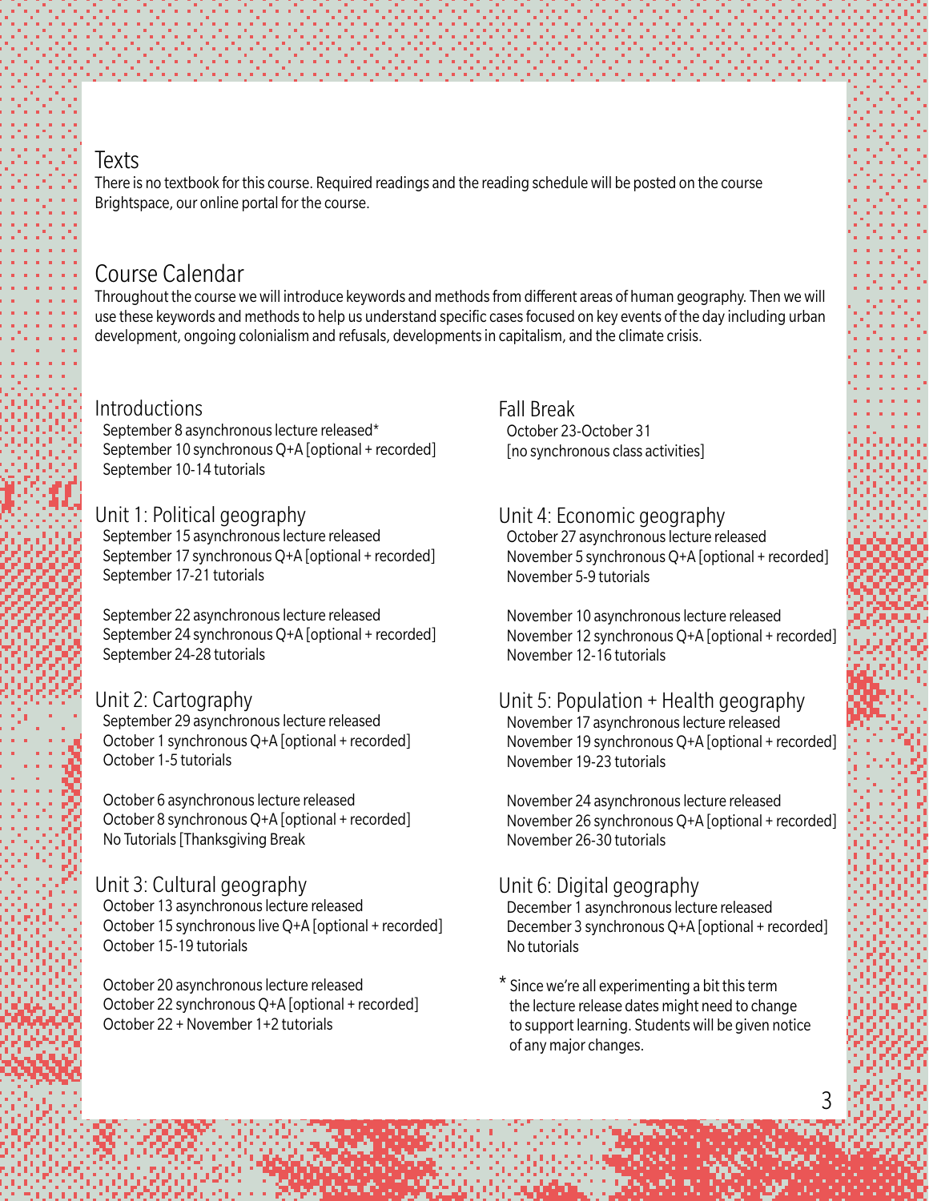## Texts

There is no textbook for this course. Required readings and the reading schedule will be posted on the course Brightspace, our online portal for the course.

## Course Calendar

Throughout the course we will introduce keywords and methods from different areas of human geography. Then we will use these keywords and methods to help us understand specific cases focused on key events of the day including urban development, ongoing colonialism and refusals, developments in capitalism, and the climate crisis.

### Introductions

September 8 asynchronous lecture released*
September 10 synchronous Q+A [optional + recorded]
September 10-14 tutorials

### Unit 1: Political geography

September 15 asynchronous lecture released
September 17 synchronous Q+A [optional + recorded]
September 17-21 tutorials

September 22 asynchronous lecture released
September 24 synchronous Q+A [optional + recorded]
September 24-28 tutorials

### Unit 2: Cartography

September 29 asynchronous lecture released
October 1 synchronous Q+A [optional + recorded]
October 1-5 tutorials

October 6 asynchronous lecture released
October 8 synchronous Q+A [optional + recorded]
No Tutorials [Thanksgiving Break

### Unit 3: Cultural geography

October 13 asynchronous lecture released
October 15 synchronous live Q+A [optional + recorded]
October 15-19 tutorials

October 20 asynchronous lecture released
October 22 synchronous Q+A [optional + recorded]
October 22 + November 1+2 tutorials

### Fall Break

October 23-October 31
[no synchronous class activities]

### Unit 4: Economic geography

October 27 asynchronous lecture released
November 5 synchronous Q+A [optional + recorded]
November 5-9 tutorials

November 10 asynchronous lecture released
November 12 synchronous Q+A [optional + recorded]
November 12-16 tutorials

### Unit 5: Population + Health geography

November 17 asynchronous lecture released
November 19 synchronous Q+A [optional + recorded]
November 19-23 tutorials

November 24 asynchronous lecture released
November 26 synchronous Q+A [optional + recorded]
November 26-30 tutorials

### Unit 6: Digital geography

December 1 asynchronous lecture released
December 3 synchronous Q+A [optional + recorded]
No tutorials

* Since we're all experimenting a bit this term the lecture release dates might need to change to support learning. Students will be given notice of any major changes.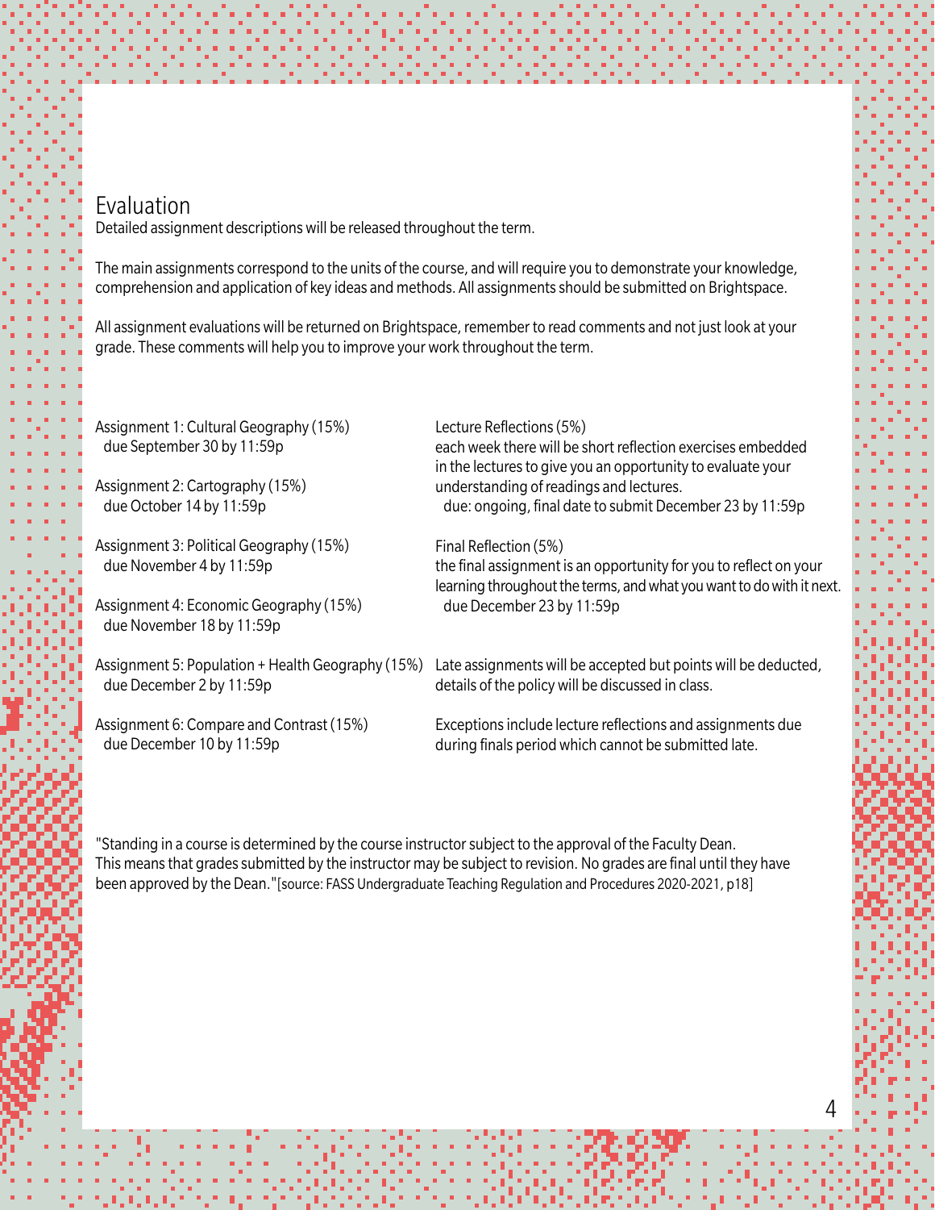## Evaluation

Detailed assignment descriptions will be released throughout the term.

The main assignments correspond to the units of the course, and will require you to demonstrate your knowledge, comprehension and application of key ideas and methods. All assignments should be submitted on Brightspace.

All assignment evaluations will be returned on Brightspace, remember to read comments and not just look at your grade. These comments will help you to improve your work throughout the term.

Assignment 1: Cultural Geography (15%)
due September 30 by 11:59p

Assignment 2: Cartography (15%)
due October 14 by 11:59p

Assignment 3: Political Geography (15%)
due November 4 by 11:59p

Assignment 4: Economic Geography (15%)
due November 18 by 11:59p

Assignment 5: Population + Health Geography (15%)
due December 2 by 11:59p

Assignment 6: Compare and Contrast (15%)
due December 10 by 11:59p

Lecture Reflections (5%)
each week there will be short reflection exercises embedded in the lectures to give you an opportunity to evaluate your understanding of readings and lectures.
due: ongoing, final date to submit December 23 by 11:59p

Final Reflection (5%)
the final assignment is an opportunity for you to reflect on your learning throughout the terms, and what you want to do with it next.
due December 23 by 11:59p

Late assignments will be accepted but points will be deducted, details of the policy will be discussed in class.

Exceptions include lecture reflections and assignments due during finals period which cannot be submitted late.

"Standing in a course is determined by the course instructor subject to the approval of the Faculty Dean. This means that grades submitted by the instructor may be subject to revision. No grades are final until they have been approved by the Dean."[source: FASS Undergraduate Teaching Regulation and Procedures 2020-2021, p18]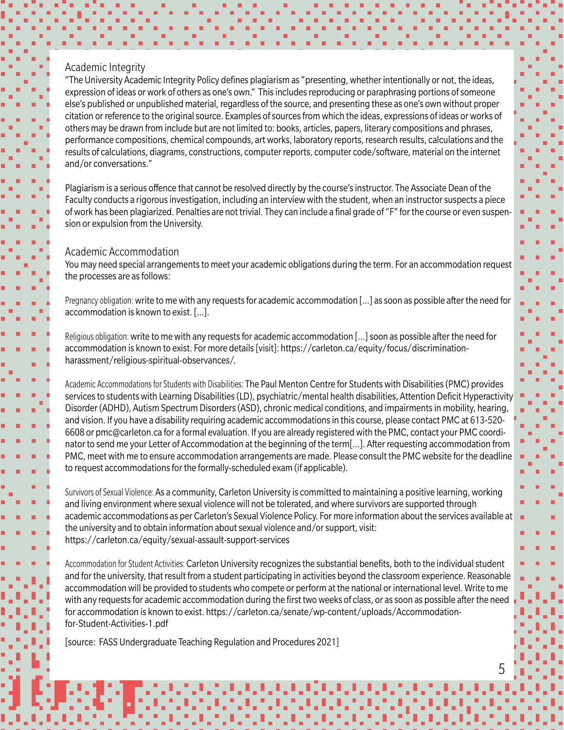## Academic Integrity

"The University Academic Integrity Policy defines plagiarism as "presenting, whether intentionally or not, the ideas, expression of ideas or work of others as one's own." This includes reproducing or paraphrasing portions of someone else's published or unpublished material, regardless of the source, and presenting these as one's own without proper citation or reference to the original source. Examples of sources from which the ideas, expressions of ideas or works of others may be drawn from include but are not limited to: books, articles, papers, literary compositions and phrases, performance compositions, chemical compounds, art works, laboratory reports, research results, calculations and the results of calculations, diagrams, constructions, computer reports, computer code/software, material on the internet and/or conversations."

Plagiarism is a serious offence that cannot be resolved directly by the course's instructor. The Associate Dean of the Faculty conducts a rigorous investigation, including an interview with the student, when an instructor suspects a piece of work has been plagiarized. Penalties are not trivial. They can include a final grade of "F" for the course or even suspension or expulsion from the University.

## Academic Accommodation

You may need special arrangements to meet your academic obligations during the term. For an accommodation request the processes are as follows:

Pregnancy obligation: write to me with any requests for academic accommodation [...] as soon as possible after the need for accommodation is known to exist. [...].

Religious obligation: write to me with any requests for academic accommodation [...] soon as possible after the need for accommodation is known to exist. For more details [visit]: https://carleton.ca/equity/focus/discrimination-harassment/religious-spiritual-observances/.

Academic Accommodations for Students with Disabilities: The Paul Menton Centre for Students with Disabilities (PMC) provides services to students with Learning Disabilities (LD), psychiatric/mental health disabilities, Attention Deficit Hyperactivity Disorder (ADHD), Autism Spectrum Disorders (ASD), chronic medical conditions, and impairments in mobility, hearing, and vision. If you have a disability requiring academic accommodations in this course, please contact PMC at 613-520-6608 or pmc@carleton.ca for a formal evaluation. If you are already registered with the PMC, contact your PMC coordinator to send me your Letter of Accommodation at the beginning of the term[...]. After requesting accommodation from PMC, meet with me to ensure accommodation arrangements are made. Please consult the PMC website for the deadline to request accommodations for the formally-scheduled exam (if applicable).

Survivors of Sexual Violence: As a community, Carleton University is committed to maintaining a positive learning, working and living environment where sexual violence will not be tolerated, and where survivors are supported through academic accommodations as per Carleton's Sexual Violence Policy. For more information about the services available at the university and to obtain information about sexual violence and/or support, visit: https://carleton.ca/equity/sexual-assault-support-services

Accommodation for Student Activities: Carleton University recognizes the substantial benefits, both to the individual student and for the university, that result from a student participating in activities beyond the classroom experience. Reasonable accommodation will be provided to students who compete or perform at the national or international level. Write to me with any requests for academic accommodation during the first two weeks of class, or as soon as possible after the need for accommodation is known to exist. https://carleton.ca/senate/wp-content/uploads/Accommodation-for-Student-Activities-1.pdf

[source: FASS Undergraduate Teaching Regulation and Procedures 2021]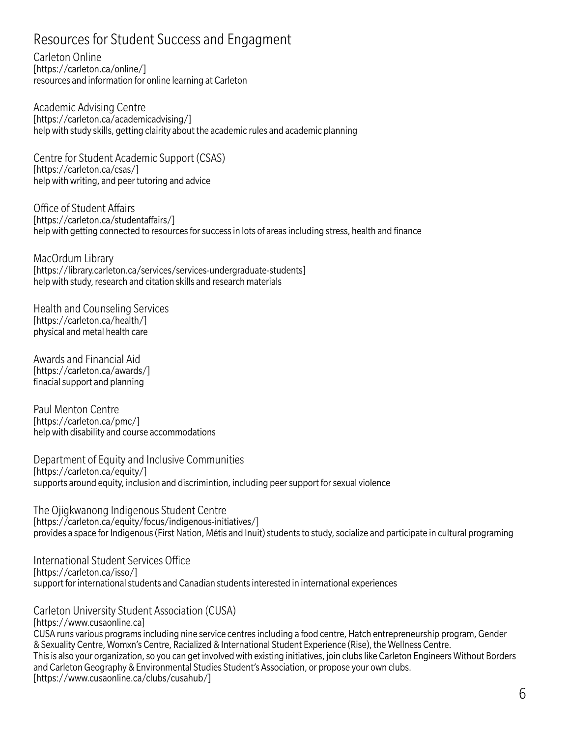## Resources for Student Success and Engagment

Carleton Online
[https://carleton.ca/online/]
resources and information for online learning at Carleton

Academic Advising Centre
[https://carleton.ca/academicadvising/]
help with study skills, getting clairity about the academic rules and academic planning

Centre for Student Academic Support (CSAS)
[https://carleton.ca/csas/]
help with writing, and peer tutoring and advice

Office of Student Affairs
[https://carleton.ca/studentaffairs/]
help with getting connected to resources for success in lots of areas including stress, health and finance

MacOrdum Library
[https://library.carleton.ca/services/services-undergraduate-students]
help with study, research and citation skills and research materials

Health and Counseling Services
[https://carleton.ca/health/]
physical and metal health care

Awards and Financial Aid
[https://carleton.ca/awards/]
finacial support and planning

Paul Menton Centre
[https://carleton.ca/pmc/]
help with disability and course accommodations

Department of Equity and Inclusive Communities
[https://carleton.ca/equity/]
supports around equity, inclusion and discrimintion, including peer support for sexual violence

The Ojigkwanong Indigenous Student Centre
[https://carleton.ca/equity/focus/indigenous-initiatives/]
provides a space for Indigenous (First Nation, Métis and Inuit) students to study, socialize and participate in cultural programing

International Student Services Office
[https://carleton.ca/isso/]
support for international students and Canadian students interested in international experiences

Carleton University Student Association (CUSA)
[https://www.cusaonline.ca]
CUSA runs various programs including nine service centres including a food centre, Hatch entrepreneurship program, Gender & Sexuality Centre, Womxn's Centre, Racialized & International Student Experience (Rise), the Wellness Centre.
This is also your organization, so you can get involved with existing initiatives, join clubs like Carleton Engineers Without Borders and Carleton Geography & Environmental Studies Student's Association, or propose your own clubs.
[https://www.cusaonline.ca/clubs/cusahub/]